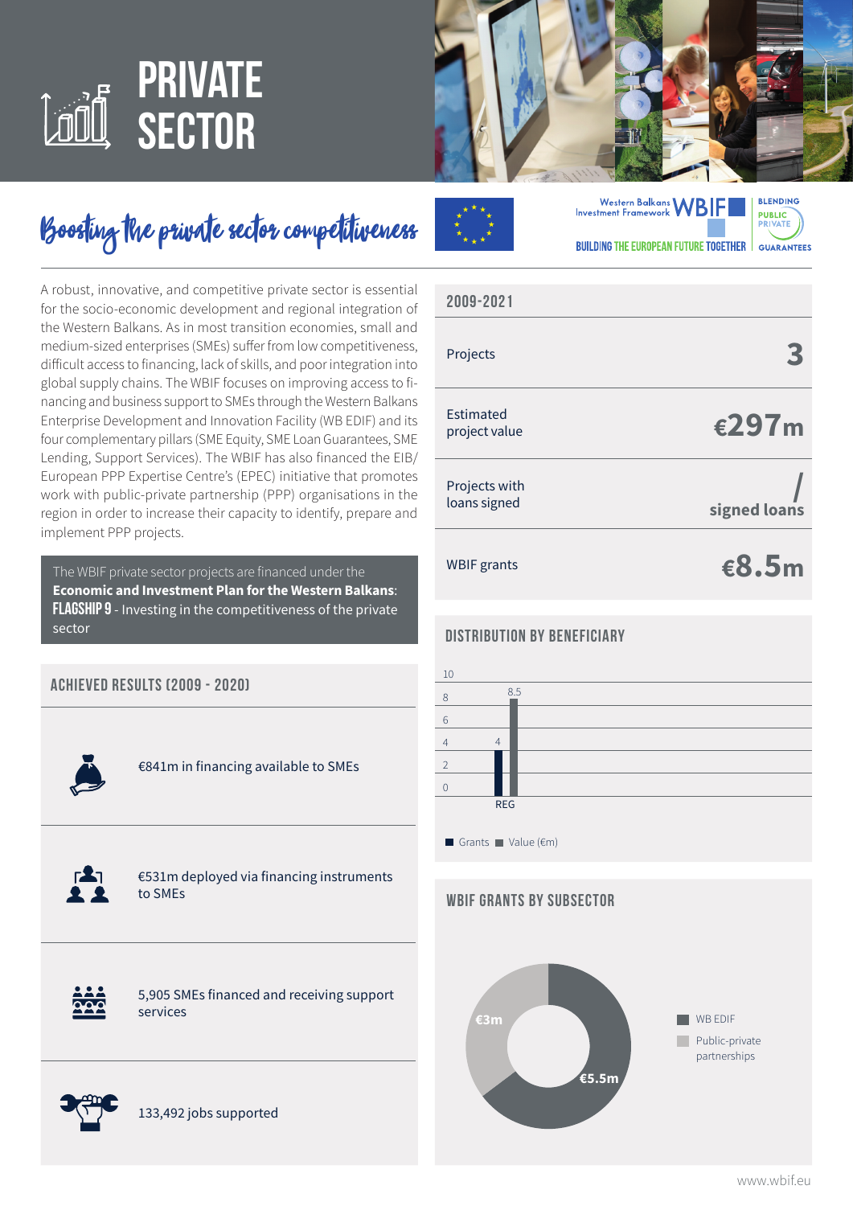# PRIVATE SECTOR

## Boosting the private sector competitiveness

Western Balkans Investment Framework WBIF

BUILDING THE EUROPEAN FUTURE TOGETHER

BLENDING PUBLIC PRIVATE GUARANTEES

A robust, innovative, and competitive private sector is essential for the socio-economic development and regional integration of the Western Balkans. As in most transition economies, small and medium-sized enterprises (SMEs) suffer from low competitiveness, difficult access to financing, lack of skills, and poor integration into global supply chains. The WBIF focuses on improving access to financing and business support to SMEs through the Western Balkans Enterprise Development and Innovation Facility (WB EDIF) and its four complementary pillars (SME Equity, SME Loan Guarantees, SME Lending, Support Services). The WBIF has also financed the EIB/European PPP Expertise Centre's (EPEC) initiative that promotes work with public-private partnership (PPP) organisations in the region in order to increase their capacity to identify, prepare and implement PPP projects.

The WBIF private sector projects are financed under the **Economic and Investment Plan for the Western Balkans**: **FLAGSHIP 9** - Investing in the competitiveness of the private sector

### ACHIEVED RESULTS (2009 - 2020)

- €841m in financing available to SMEs
- €531m deployed via financing instruments to SMEs
- 5,905 SMEs financed and receiving support services
- 133,492 jobs supported

### 2009-2021

| | |
|---|---|
| Projects | 3 |
| Estimated project value | €297m |
| Projects with loans signed | / signed loans |
| WBIF grants | €8.5m |

### DISTRIBUTION BY BENEFICIARY

| Beneficiary | Grants | Value (€m) |
|---|---|---|
| REG | 4 | 8.5 |

### WBIF GRANTS BY SUBSECTOR

| Subsector | Grants |
|---|---|
| WB EDIF | €5.5m |
| Public-private partnerships | €3m |

www.wbif.eu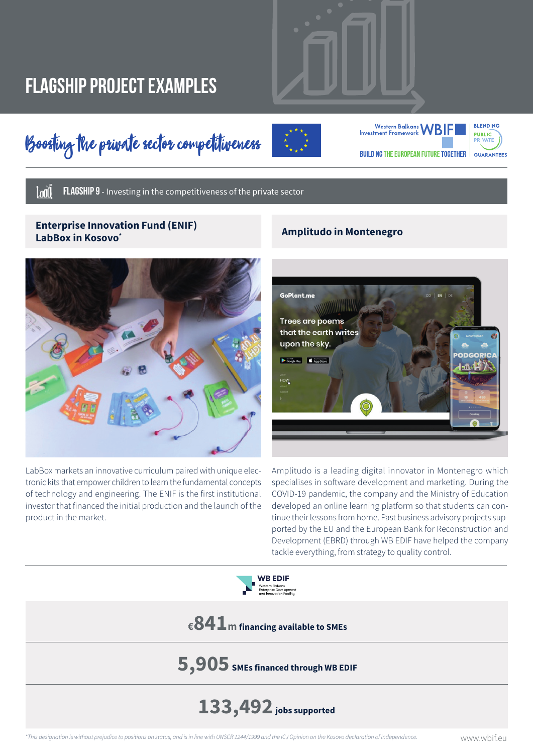# FLAGSHIP PROJECT EXAMPLES

Boosting the private sector competitiveness

Western Balkans Investment Framework WBIF

BUILDING THE EUROPEAN FUTURE TOGETHER

BLENDING PUBLIC PRIVATE GUARANTEES

## FLAGSHIP 9 - Investing in the competitiveness of the private sector

### Enterprise Innovation Fund (ENIF) LabBox in Kosovo*

LabBox markets an innovative curriculum paired with unique electronic kits that empower children to learn the fundamental concepts of technology and engineering. The ENIF is the first institutional investor that financed the initial production and the launch of the product in the market.

### Amplitudo in Montenegro

Amplitudo is a leading digital innovator in Montenegro which specialises in software development and marketing. During the COVID-19 pandemic, the company and the Ministry of Education developed an online learning platform so that students can continue their lessons from home. Past business advisory projects supported by the EU and the European Bank for Reconstruction and Development (EBRD) through WB EDIF have helped the company tackle everything, from strategy to quality control.

WB EDIF Western Balkans Enterprise Development and Innovation Facility

**€841m financing available to SMEs**

**5,905 SMEs financed through WB EDIF**

**133,492 jobs supported**

*\*This designation is without prejudice to positions on status, and is in line with UNSCR 1244/1999 and the ICJ Opinion on the Kosovo declaration of independence.*

www.wbif.eu